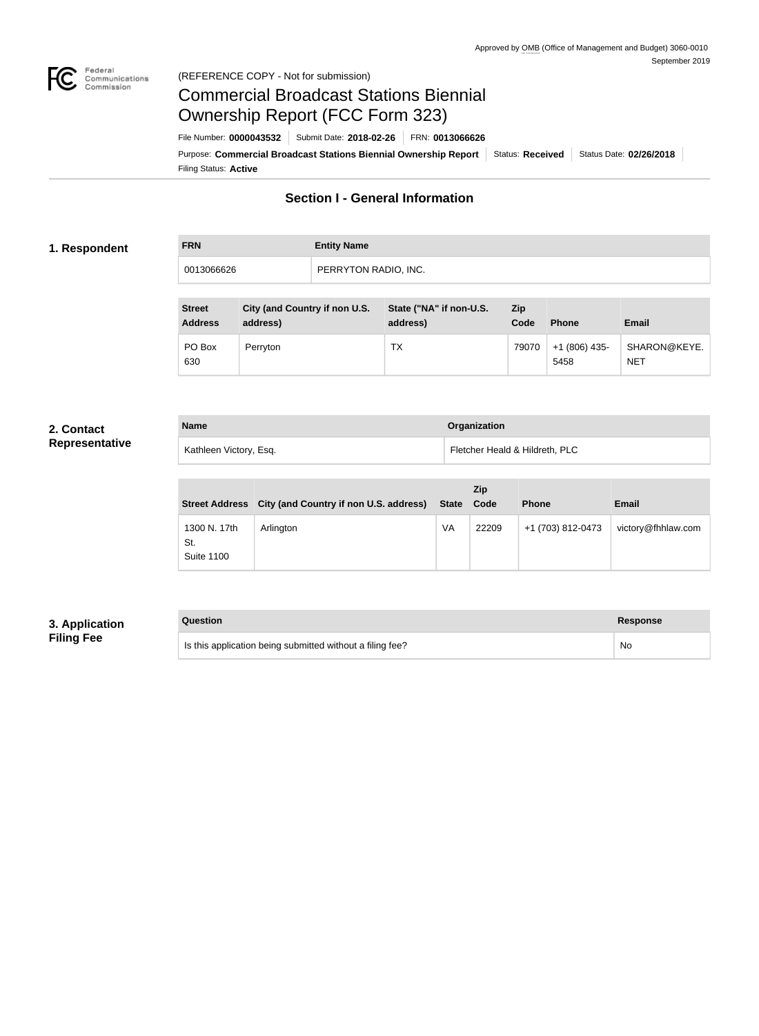Approved by OMB (Office of Management and Budget) 3060-0010
September 2019

(REFERENCE COPY - Not for submission)

# Commercial Broadcast Stations Biennial Ownership Report (FCC Form 323)

File Number: **0000043532** | Submit Date: **2018-02-26** | FRN: **0013066626**

Purpose: **Commercial Broadcast Stations Biennial Ownership Report** | Status: **Received** | Status Date: **02/26/2018**

Filing Status: **Active**

## Section I - General Information

### 1. Respondent

| FRN | Entity Name |
|---|---|
| 0013066626 | PERRYTON RADIO, INC. |

| Street Address | City (and Country if non U.S. address) | State ("NA" if non-U.S. address) | Zip Code | Phone | Email |
|---|---|---|---|---|---|
| PO Box 630 | Perryton | TX | 79070 | +1 (806) 435-5458 | SHARON@KEYE.NET |

### 2. Contact Representative

| Name | Organization |
|---|---|
| Kathleen Victory, Esq. | Fletcher Heald & Hildreth, PLC |

| Street Address | City (and Country if non U.S. address) | State | Zip Code | Phone | Email |
|---|---|---|---|---|---|
| 1300 N. 17th St. Suite 1100 | Arlington | VA | 22209 | +1 (703) 812-0473 | victory@fhhlaw.com |

### 3. Application Filing Fee

| Question | Response |
|---|---|
| Is this application being submitted without a filing fee? | No |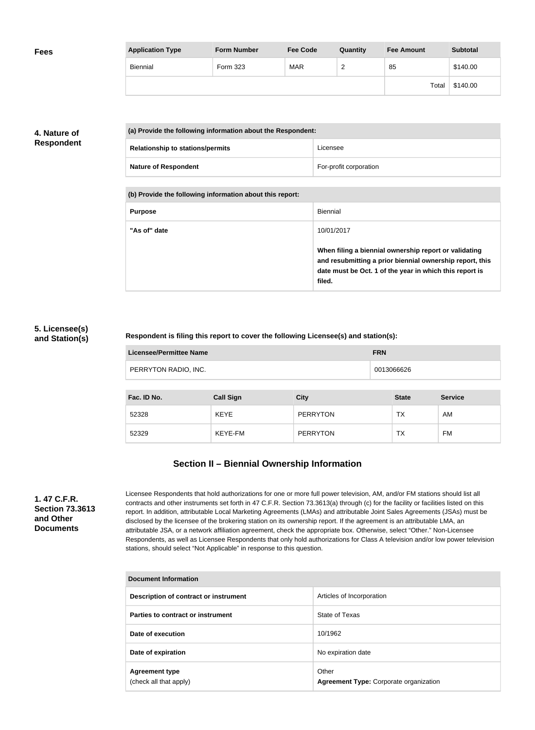**Fees**

| Application Type | Form Number | Fee Code | Quantity | Fee Amount | Subtotal |
|---|---|---|---|---|---|
| Biennial | Form 323 | MAR | 2 | 85 | $140.00 |
| | | | | Total | $140.00 |

## 4. Nature of Respondent

| (a) Provide the following information about the Respondent: | |
|---|---|
| **Relationship to stations/permits** | Licensee |
| **Nature of Respondent** | For-profit corporation |

| (b) Provide the following information about this report: | |
|---|---|
| **Purpose** | Biennial |
| **"As of" date** | 10/01/2017<br><br>**When filing a biennial ownership report or validating and resubmitting a prior biennial ownership report, this date must be Oct. 1 of the year in which this report is filed.** |

## 5. Licensee(s) and Station(s)

**Respondent is filing this report to cover the following Licensee(s) and station(s):**

| Licensee/Permittee Name | FRN |
|---|---|
| PERRYTON RADIO, INC. | 0013066626 |

| Fac. ID No. | Call Sign | City | State | Service |
|---|---|---|---|---|
| 52328 | KEYE | PERRYTON | TX | AM |
| 52329 | KEYE-FM | PERRYTON | TX | FM |

# Section II – Biennial Ownership Information

## 1. 47 C.F.R. Section 73.3613 and Other Documents

Licensee Respondents that hold authorizations for one or more full power television, AM, and/or FM stations should list all contracts and other instruments set forth in 47 C.F.R. Section 73.3613(a) through (c) for the facility or facilities listed on this report. In addition, attributable Local Marketing Agreements (LMAs) and attributable Joint Sales Agreements (JSAs) must be disclosed by the licensee of the brokering station on its ownership report. If the agreement is an attributable LMA, an attributable JSA, or a network affiliation agreement, check the appropriate box. Otherwise, select "Other." Non-Licensee Respondents, as well as Licensee Respondents that only hold authorizations for Class A television and/or low power television stations, should select "Not Applicable" in response to this question.

| Document Information | |
|---|---|
| **Description of contract or instrument** | Articles of Incorporation |
| **Parties to contract or instrument** | State of Texas |
| **Date of execution** | 10/1962 |
| **Date of expiration** | No expiration date |
| **Agreement type**<br>(check all that apply) | Other<br>**Agreement Type:** Corporate organization |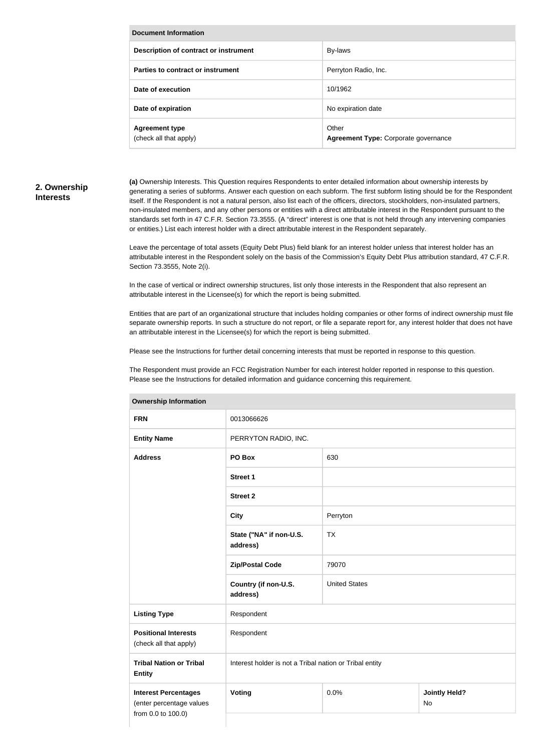| Document Information | |
|---|---|
| Description of contract or instrument | By-laws |
| Parties to contract or instrument | Perryton Radio, Inc. |
| Date of execution | 10/1962 |
| Date of expiration | No expiration date |
| Agreement type (check all that apply) | Other<br>**Agreement Type:** Corporate governance |

## 2. Ownership Interests

**(a)** Ownership Interests. This Question requires Respondents to enter detailed information about ownership interests by generating a series of subforms. Answer each question on each subform. The first subform listing should be for the Respondent itself. If the Respondent is not a natural person, also list each of the officers, directors, stockholders, non-insulated partners, non-insulated members, and any other persons or entities with a direct attributable interest in the Respondent pursuant to the standards set forth in 47 C.F.R. Section 73.3555. (A "direct" interest is one that is not held through any intervening companies or entities.) List each interest holder with a direct attributable interest in the Respondent separately.

Leave the percentage of total assets (Equity Debt Plus) field blank for an interest holder unless that interest holder has an attributable interest in the Respondent solely on the basis of the Commission's Equity Debt Plus attribution standard, 47 C.F.R. Section 73.3555, Note 2(i).

In the case of vertical or indirect ownership structures, list only those interests in the Respondent that also represent an attributable interest in the Licensee(s) for which the report is being submitted.

Entities that are part of an organizational structure that includes holding companies or other forms of indirect ownership must file separate ownership reports. In such a structure do not report, or file a separate report for, any interest holder that does not have an attributable interest in the Licensee(s) for which the report is being submitted.

Please see the Instructions for further detail concerning interests that must be reported in response to this question.

The Respondent must provide an FCC Registration Number for each interest holder reported in response to this question. Please see the Instructions for detailed information and guidance concerning this requirement.

| Ownership Information | | | |
|---|---|---|---|
| **FRN** | 0013066626 | | |
| **Entity Name** | PERRYTON RADIO, INC. | | |
| **Address** | **PO Box** | 630 | |
| | **Street 1** | | |
| | **Street 2** | | |
| | **City** | Perryton | |
| | **State ("NA" if non-U.S. address)** | TX | |
| | **Zip/Postal Code** | 79070 | |
| | **Country (if non-U.S. address)** | United States | |
| **Listing Type** | Respondent | | |
| **Positional Interests** (check all that apply) | Respondent | | |
| **Tribal Nation or Tribal Entity** | Interest holder is not a Tribal nation or Tribal entity | | |
| **Interest Percentages** (enter percentage values from 0.0 to 100.0) | **Voting** | 0.0% | **Jointly Held?** No |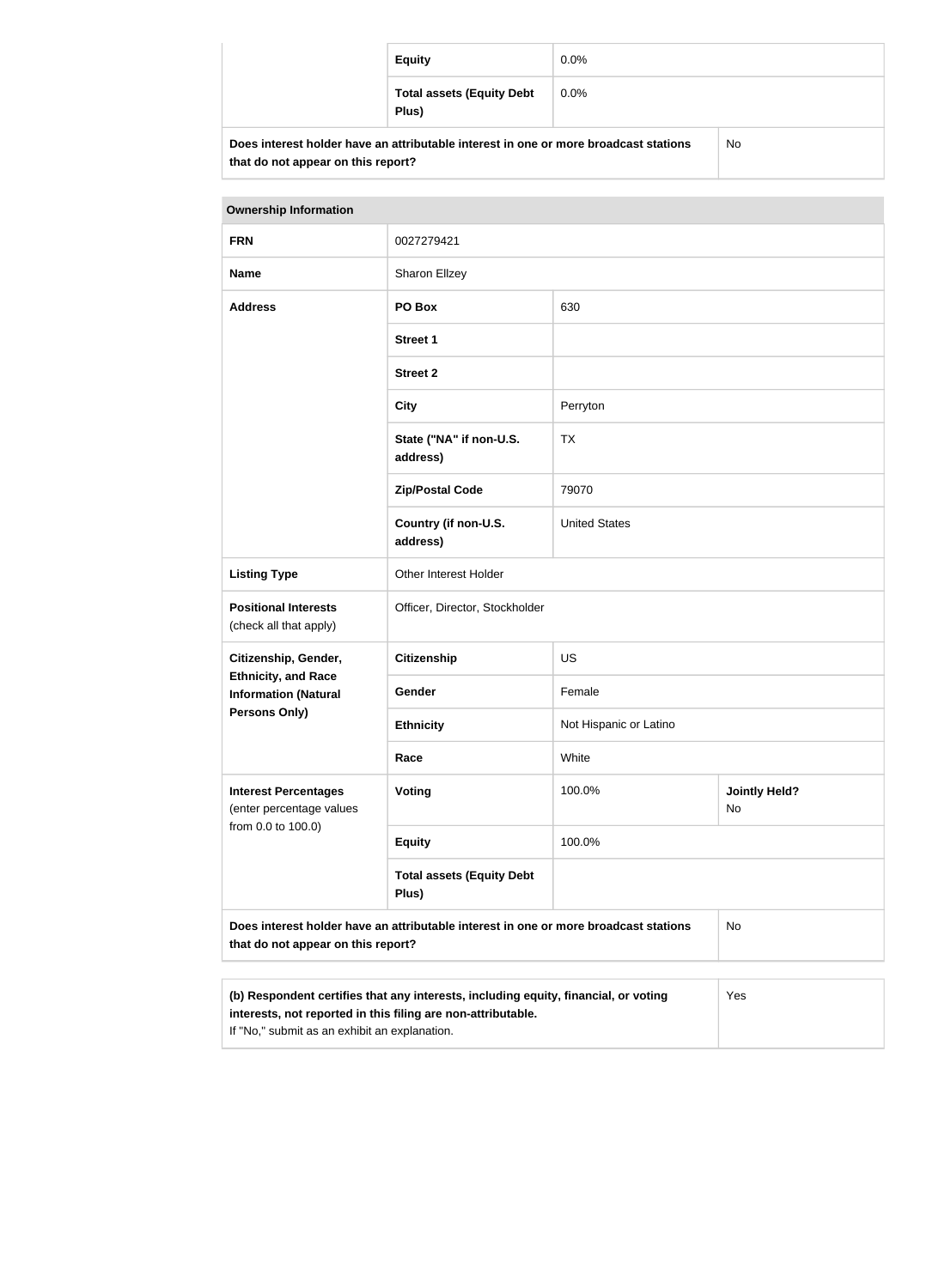| | | |
|---|---|---|
| | **Equity** | 0.0% |
| | **Total assets (Equity Debt Plus)** | 0.0% |
| **Does interest holder have an attributable interest in one or more broadcast stations that do not appear on this report?** | | No |

| **Ownership Information** | | | |
|---|---|---|---|
| **FRN** | 0027279421 | | |
| **Name** | Sharon Ellzey | | |
| **Address** | **PO Box** | 630 | |
| | **Street 1** | | |
| | **Street 2** | | |
| | **City** | Perryton | |
| | **State ("NA" if non-U.S. address)** | TX | |
| | **Zip/Postal Code** | 79070 | |
| | **Country (if non-U.S. address)** | United States | |
| **Listing Type** | Other Interest Holder | | |
| **Positional Interests** (check all that apply) | Officer, Director, Stockholder | | |
| **Citizenship, Gender, Ethnicity, and Race Information (Natural Persons Only)** | **Citizenship** | US | |
| | **Gender** | Female | |
| | **Ethnicity** | Not Hispanic or Latino | |
| | **Race** | White | |
| **Interest Percentages** (enter percentage values from 0.0 to 100.0) | **Voting** | 100.0% | **Jointly Held?** No |
| | **Equity** | 100.0% | |
| | **Total assets (Equity Debt Plus)** | | |
| **Does interest holder have an attributable interest in one or more broadcast stations that do not appear on this report?** | | | No |

| | |
|---|---|
| **(b) Respondent certifies that any interests, including equity, financial, or voting interests, not reported in this filing are non-attributable.** If "No," submit as an exhibit an explanation. | Yes |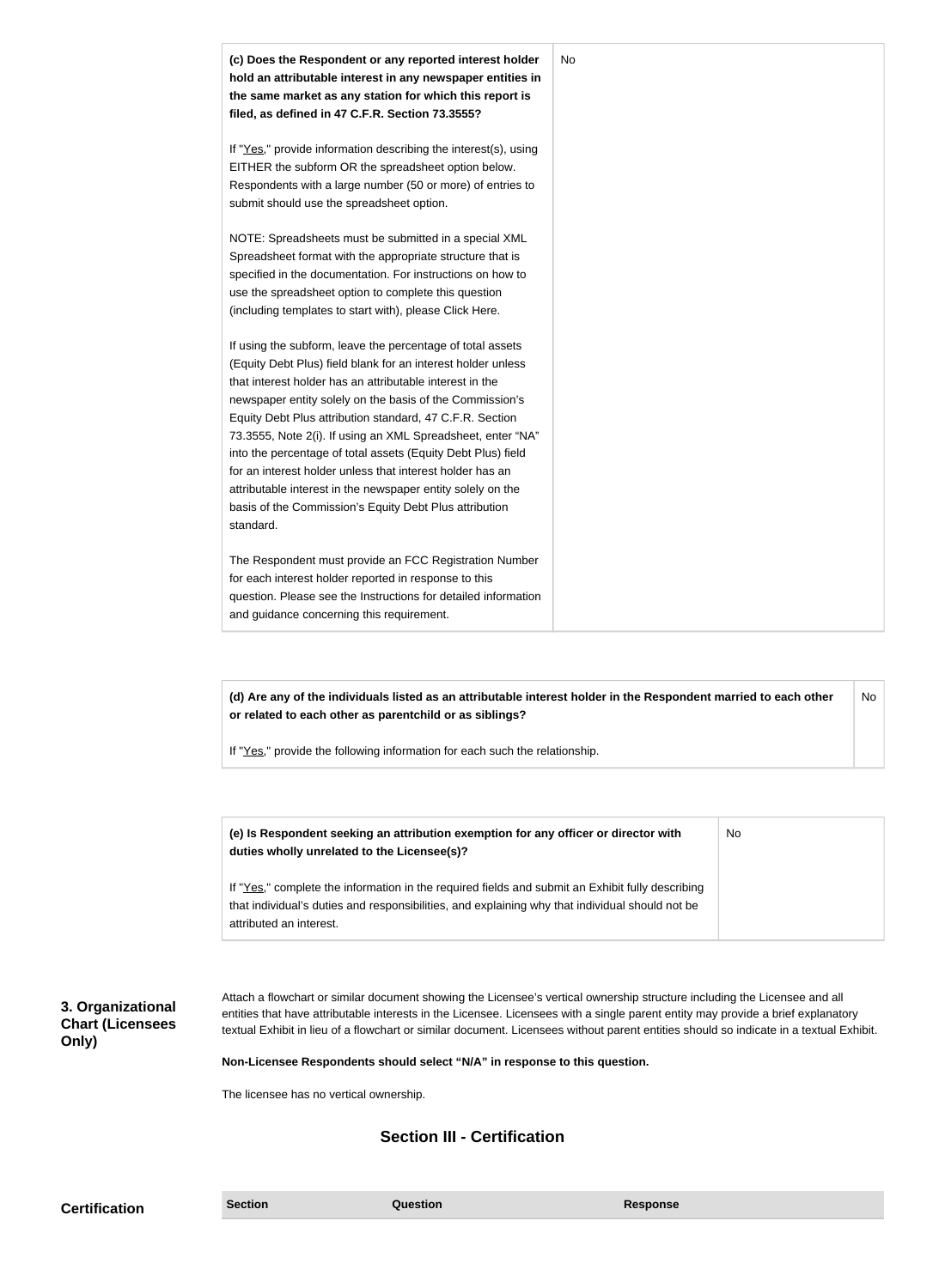| **(c) Does the Respondent or any reported interest holder hold an attributable interest in any newspaper entities in the same market as any station for which this report is filed, as defined in 47 C.F.R. Section 73.3555?**<br><br>If "Yes," provide information describing the interest(s), using EITHER the subform OR the spreadsheet option below. Respondents with a large number (50 or more) of entries to submit should use the spreadsheet option.<br><br>NOTE: Spreadsheets must be submitted in a special XML Spreadsheet format with the appropriate structure that is specified in the documentation. For instructions on how to use the spreadsheet option to complete this question (including templates to start with), please Click Here.<br><br>If using the subform, leave the percentage of total assets (Equity Debt Plus) field blank for an interest holder unless that interest holder has an attributable interest in the newspaper entity solely on the basis of the Commission's Equity Debt Plus attribution standard, 47 C.F.R. Section 73.3555, Note 2(i). If using an XML Spreadsheet, enter "NA" into the percentage of total assets (Equity Debt Plus) field for an interest holder unless that interest holder has an attributable interest in the newspaper entity solely on the basis of the Commission's Equity Debt Plus attribution standard.<br><br>The Respondent must provide an FCC Registration Number for each interest holder reported in response to this question. Please see the Instructions for detailed information and guidance concerning this requirement. | No |
|---|---|

| **(d) Are any of the individuals listed as an attributable interest holder in the Respondent married to each other or related to each other as parentchild or as siblings?**<br><br>If "Yes," provide the following information for each such the relationship. | No |
|---|---|

| **(e) Is Respondent seeking an attribution exemption for any officer or director with duties wholly unrelated to the Licensee(s)?**<br><br>If "Yes," complete the information in the required fields and submit an Exhibit fully describing that individual's duties and responsibilities, and explaining why that individual should not be attributed an interest. | No |
|---|---|

**3. Organizational Chart (Licensees Only)**

Attach a flowchart or similar document showing the Licensee's vertical ownership structure including the Licensee and all entities that have attributable interests in the Licensee. Licensees with a single parent entity may provide a brief explanatory textual Exhibit in lieu of a flowchart or similar document. Licensees without parent entities should so indicate in a textual Exhibit.

**Non-Licensee Respondents should select "N/A" in response to this question.**

The licensee has no vertical ownership.

## Section III - Certification

**Certification**

| Section | Question | Response |
|---|---|---|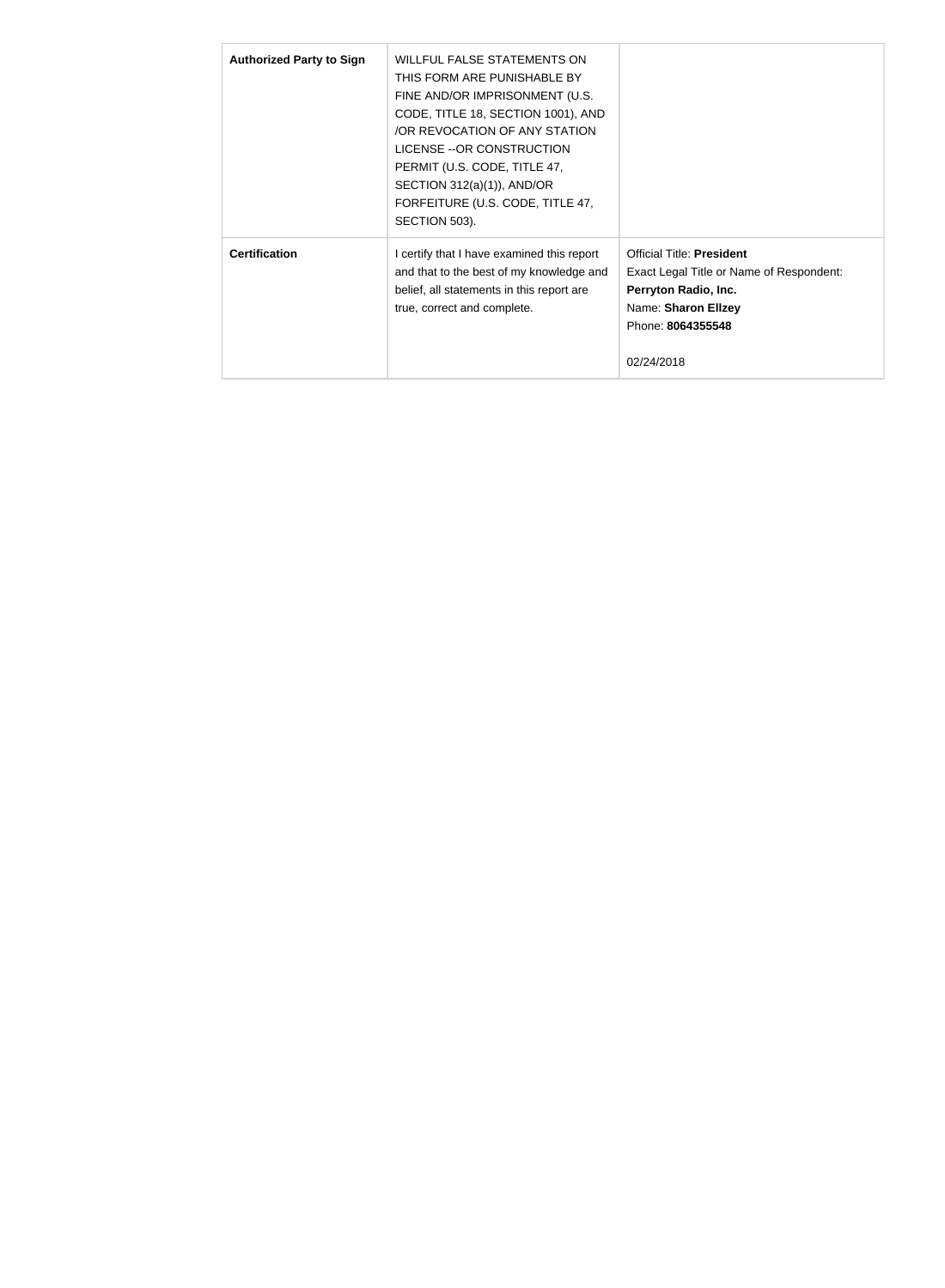| | | |
|---|---|---|
| **Authorized Party to Sign** | WILLFUL FALSE STATEMENTS ON THIS FORM ARE PUNISHABLE BY FINE AND/OR IMPRISONMENT (U.S. CODE, TITLE 18, SECTION 1001), AND /OR REVOCATION OF ANY STATION LICENSE --OR CONSTRUCTION PERMIT (U.S. CODE, TITLE 47, SECTION 312(a)(1)), AND/OR FORFEITURE (U.S. CODE, TITLE 47, SECTION 503). | |
| **Certification** | I certify that I have examined this report and that to the best of my knowledge and belief, all statements in this report are true, correct and complete. | Official Title: **President**<br>Exact Legal Title or Name of Respondent: **Perryton Radio, Inc.**<br>Name: **Sharon Ellzey**<br>Phone: **8064355548**<br><br>02/24/2018 |